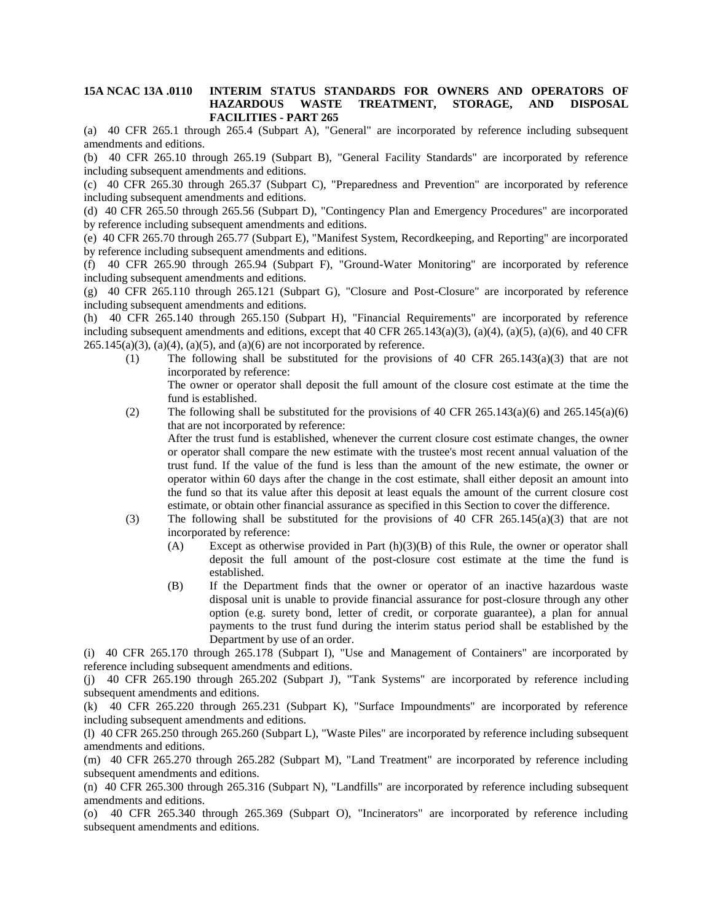# 15A NCAC 13A .0110 INTERIM STATUS STANDARDS FOR OWNERS AND OPERATORS OF HAZARDOUS WASTE TREATMENT, STORAGE, AND DISPOSAL FACILITIES - PART 265

(a) 40 CFR 265.1 through 265.4 (Subpart A), "General" are incorporated by reference including subsequent amendments and editions.

(b) 40 CFR 265.10 through 265.19 (Subpart B), "General Facility Standards" are incorporated by reference including subsequent amendments and editions.

(c) 40 CFR 265.30 through 265.37 (Subpart C), "Preparedness and Prevention" are incorporated by reference including subsequent amendments and editions.

(d) 40 CFR 265.50 through 265.56 (Subpart D), "Contingency Plan and Emergency Procedures" are incorporated by reference including subsequent amendments and editions.

(e) 40 CFR 265.70 through 265.77 (Subpart E), "Manifest System, Recordkeeping, and Reporting" are incorporated by reference including subsequent amendments and editions.

(f) 40 CFR 265.90 through 265.94 (Subpart F), "Ground-Water Monitoring" are incorporated by reference including subsequent amendments and editions.

(g) 40 CFR 265.110 through 265.121 (Subpart G), "Closure and Post-Closure" are incorporated by reference including subsequent amendments and editions.

(h) 40 CFR 265.140 through 265.150 (Subpart H), "Financial Requirements" are incorporated by reference including subsequent amendments and editions, except that 40 CFR 265.143(a)(3), (a)(4), (a)(5), (a)(6), and 40 CFR 265.145(a)(3), (a)(4), (a)(5), and (a)(6) are not incorporated by reference.

- (1) The following shall be substituted for the provisions of 40 CFR 265.143(a)(3) that are not incorporated by reference:

  The owner or operator shall deposit the full amount of the closure cost estimate at the time the fund is established.

- (2) The following shall be substituted for the provisions of 40 CFR 265.143(a)(6) and 265.145(a)(6) that are not incorporated by reference:

  After the trust fund is established, whenever the current closure cost estimate changes, the owner or operator shall compare the new estimate with the trustee's most recent annual valuation of the trust fund. If the value of the fund is less than the amount of the new estimate, the owner or operator within 60 days after the change in the cost estimate, shall either deposit an amount into the fund so that its value after this deposit at least equals the amount of the current closure cost estimate, or obtain other financial assurance as specified in this Section to cover the difference.

- (3) The following shall be substituted for the provisions of 40 CFR 265.145(a)(3) that are not incorporated by reference:
  - (A) Except as otherwise provided in Part (h)(3)(B) of this Rule, the owner or operator shall deposit the full amount of the post-closure cost estimate at the time the fund is established.
  - (B) If the Department finds that the owner or operator of an inactive hazardous waste disposal unit is unable to provide financial assurance for post-closure through any other option (e.g. surety bond, letter of credit, or corporate guarantee), a plan for annual payments to the trust fund during the interim status period shall be established by the Department by use of an order.

(i) 40 CFR 265.170 through 265.178 (Subpart I), "Use and Management of Containers" are incorporated by reference including subsequent amendments and editions.

(j) 40 CFR 265.190 through 265.202 (Subpart J), "Tank Systems" are incorporated by reference including subsequent amendments and editions.

(k) 40 CFR 265.220 through 265.231 (Subpart K), "Surface Impoundments" are incorporated by reference including subsequent amendments and editions.

(l) 40 CFR 265.250 through 265.260 (Subpart L), "Waste Piles" are incorporated by reference including subsequent amendments and editions.

(m) 40 CFR 265.270 through 265.282 (Subpart M), "Land Treatment" are incorporated by reference including subsequent amendments and editions.

(n) 40 CFR 265.300 through 265.316 (Subpart N), "Landfills" are incorporated by reference including subsequent amendments and editions.

(o) 40 CFR 265.340 through 265.369 (Subpart O), "Incinerators" are incorporated by reference including subsequent amendments and editions.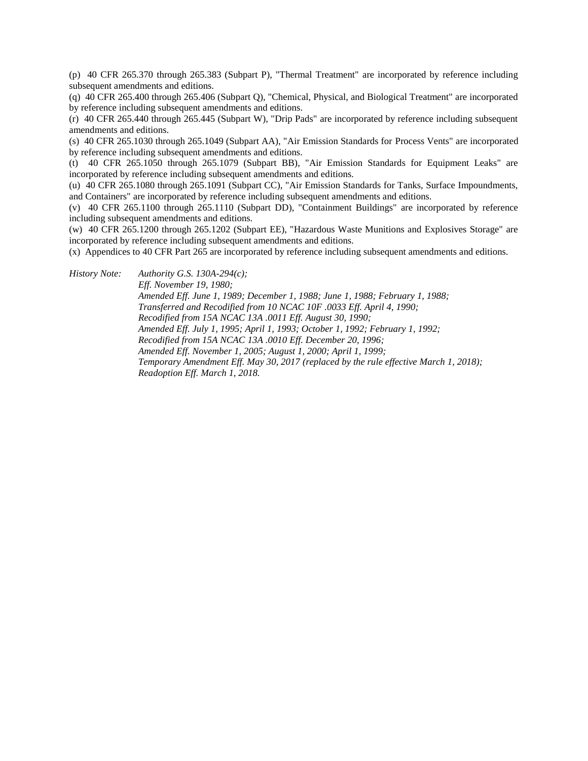(p) 40 CFR 265.370 through 265.383 (Subpart P), "Thermal Treatment" are incorporated by reference including subsequent amendments and editions.

(q) 40 CFR 265.400 through 265.406 (Subpart Q), "Chemical, Physical, and Biological Treatment" are incorporated by reference including subsequent amendments and editions.

(r) 40 CFR 265.440 through 265.445 (Subpart W), "Drip Pads" are incorporated by reference including subsequent amendments and editions.

(s) 40 CFR 265.1030 through 265.1049 (Subpart AA), "Air Emission Standards for Process Vents" are incorporated by reference including subsequent amendments and editions.

(t) 40 CFR 265.1050 through 265.1079 (Subpart BB), "Air Emission Standards for Equipment Leaks" are incorporated by reference including subsequent amendments and editions.

(u) 40 CFR 265.1080 through 265.1091 (Subpart CC), "Air Emission Standards for Tanks, Surface Impoundments, and Containers" are incorporated by reference including subsequent amendments and editions.

(v) 40 CFR 265.1100 through 265.1110 (Subpart DD), "Containment Buildings" are incorporated by reference including subsequent amendments and editions.

(w) 40 CFR 265.1200 through 265.1202 (Subpart EE), "Hazardous Waste Munitions and Explosives Storage" are incorporated by reference including subsequent amendments and editions.

(x) Appendices to 40 CFR Part 265 are incorporated by reference including subsequent amendments and editions.

*History Note: Authority G.S. 130A-294(c);*
*Eff. November 19, 1980;*
*Amended Eff. June 1, 1989; December 1, 1988; June 1, 1988; February 1, 1988;*
*Transferred and Recodified from 10 NCAC 10F .0033 Eff. April 4, 1990;*
*Recodified from 15A NCAC 13A .0011 Eff. August 30, 1990;*
*Amended Eff. July 1, 1995; April 1, 1993; October 1, 1992; February 1, 1992;*
*Recodified from 15A NCAC 13A .0010 Eff. December 20, 1996;*
*Amended Eff. November 1, 2005; August 1, 2000; April 1, 1999;*
*Temporary Amendment Eff. May 30, 2017 (replaced by the rule effective March 1, 2018);*
*Readoption Eff. March 1, 2018.*